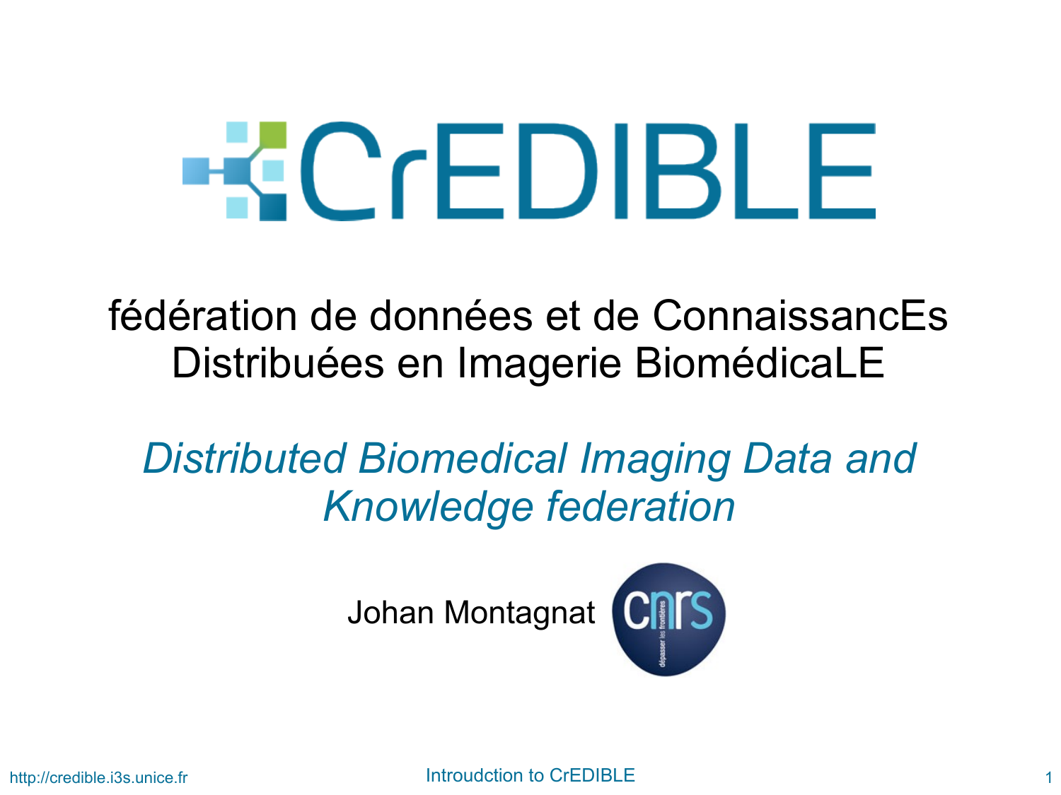# CrEDIBLE

fédération de données et de ConnaissancEs Distribuées en Imagerie BiomédicaLE

*Distributed Biomedical Imaging Data and Knowledge federation*

Johan Montagnat

http://credible.i3s.unice.fr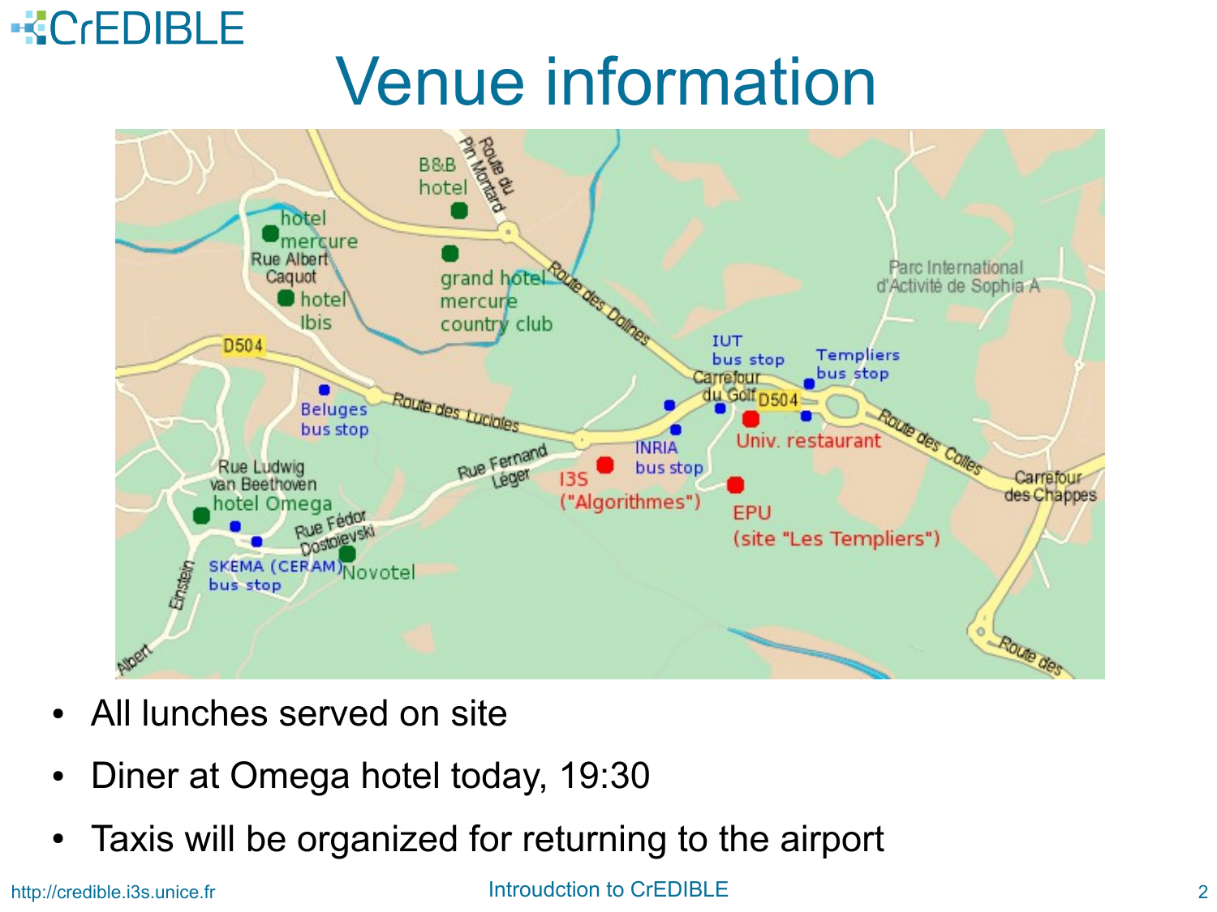# Venue information

- All lunches served on site
- Diner at Omega hotel today, 19:30
- Taxis will be organized for returning to the airport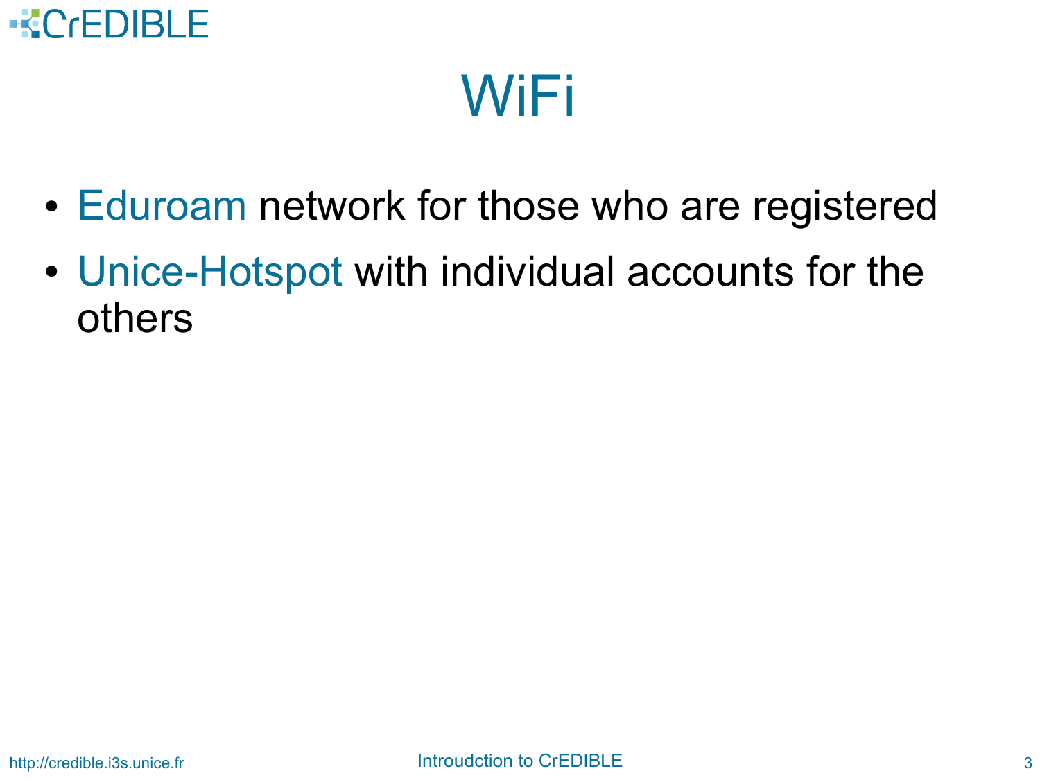# WiFi

- Eduroam network for those who are registered
- Unice-Hotspot with individual accounts for the others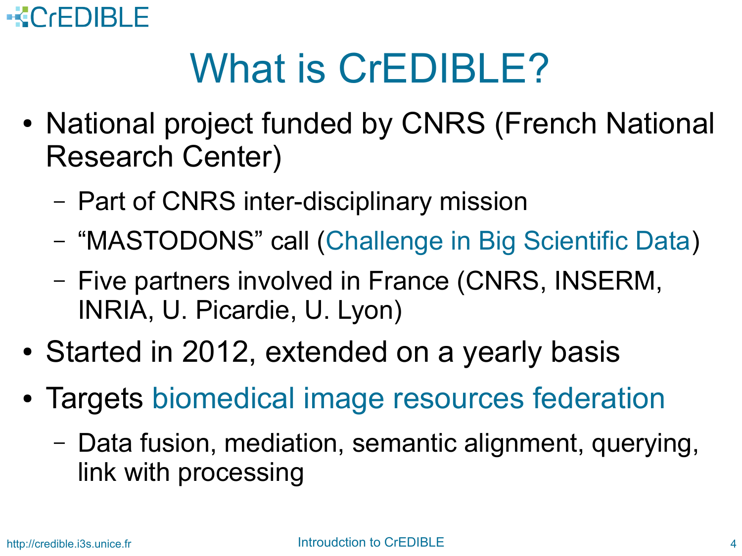# What is CrEDIBLE?

- National project funded by CNRS (French National Research Center)
  - Part of CNRS inter-disciplinary mission
  - “MASTODONS” call (Challenge in Big Scientific Data)
  - Five partners involved in France (CNRS, INSERM, INRIA, U. Picardie, U. Lyon)
- Started in 2012, extended on a yearly basis
- Targets biomedical image resources federation
  - Data fusion, mediation, semantic alignment, querying, link with processing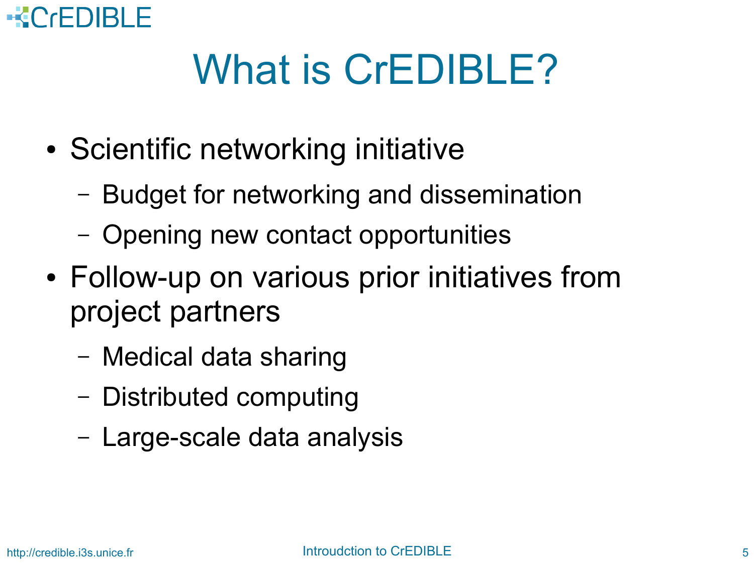# What is CrEDIBLE?

- Scientific networking initiative
  - Budget for networking and dissemination
  - Opening new contact opportunities
- Follow-up on various prior initiatives from project partners
  - Medical data sharing
  - Distributed computing
  - Large-scale data analysis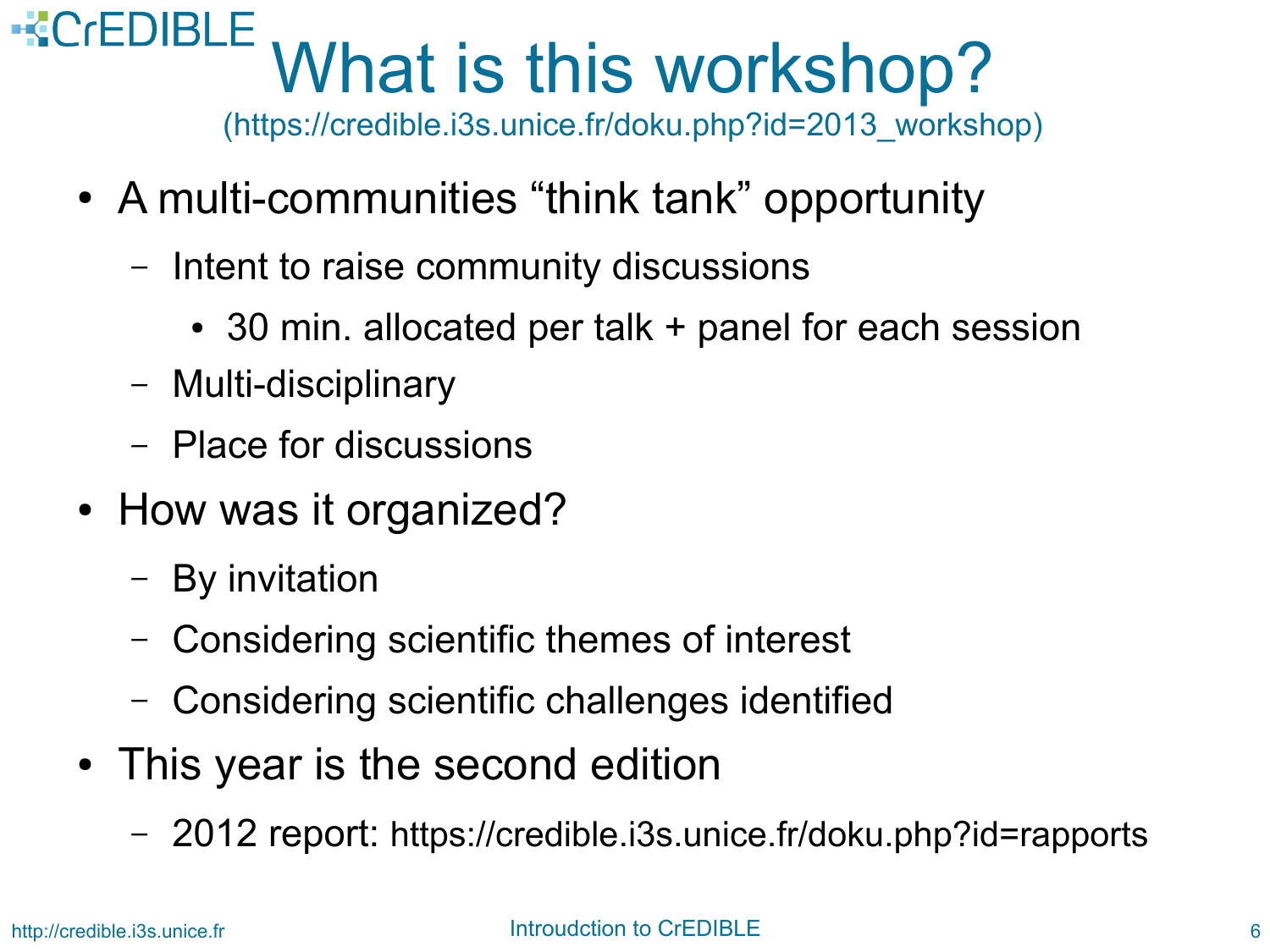# What is this workshop?

(https://credible.i3s.unice.fr/doku.php?id=2013_workshop)

- A multi-communities "think tank" opportunity
  - Intent to raise community discussions
    - 30 min. allocated per talk + panel for each session
  - Multi-disciplinary
  - Place for discussions
- How was it organized?
  - By invitation
  - Considering scientific themes of interest
  - Considering scientific challenges identified
- This year is the second edition
  - 2012 report: https://credible.i3s.unice.fr/doku.php?id=rapports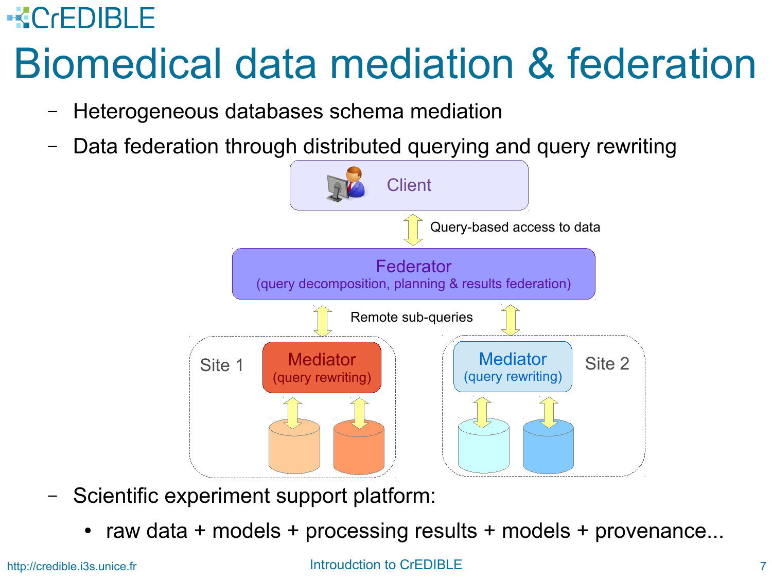# Biomedical data mediation & federation

- Heterogeneous databases schema mediation
- Data federation through distributed querying and query rewriting

Client

Query-based access to data

Federator
(query decomposition, planning & results federation)

Remote sub-queries

Site 1 — Mediator (query rewriting)

Site 2 — Mediator (query rewriting)

- Scientific experiment support platform:
  - raw data + models + processing results + models + provenance...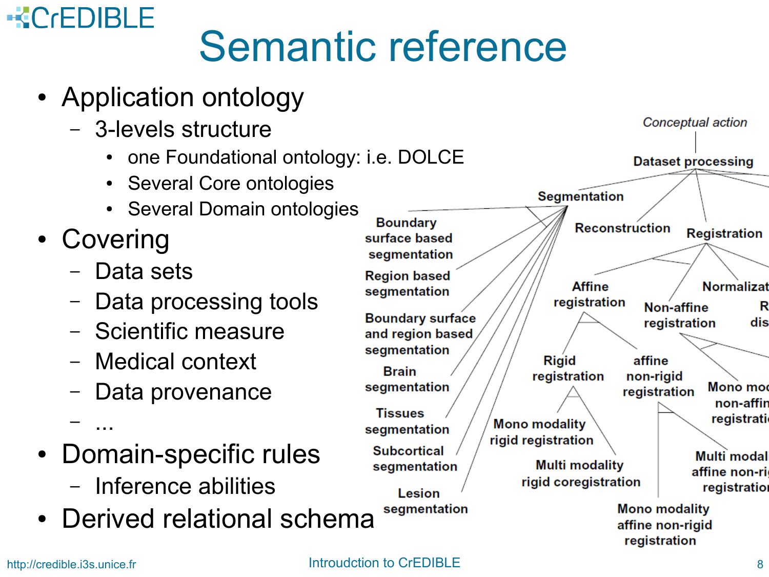# Semantic reference

- Application ontology
  - 3-levels structure
    - one Foundational ontology: i.e. DOLCE
    - Several Core ontologies
    - Several Domain ontologies
- Covering
  - Data sets
  - Data processing tools
  - Scientific measure
  - Medical context
  - Data provenance
  - ...
- Domain-specific rules
  - Inference abilities
- Derived relational schema

*Conceptual action*

Dataset processing

Segmentation

Reconstruction

Registration

Boundary surface based segmentation

Region based segmentation

Boundary surface and region based segmentation

Brain segmentation

Tissues segmentation

Subcortical segmentation

Lesion segmentation

Affine registration

Non-affine registration

Normalizat

R dis

Rigid registration

affine non-rigid registration

Mono mod non-affin registratio

Mono modality rigid registration

Multi modality rigid coregistration

Multi modal affine non-ri registration

Mono modality affine non-rigid registration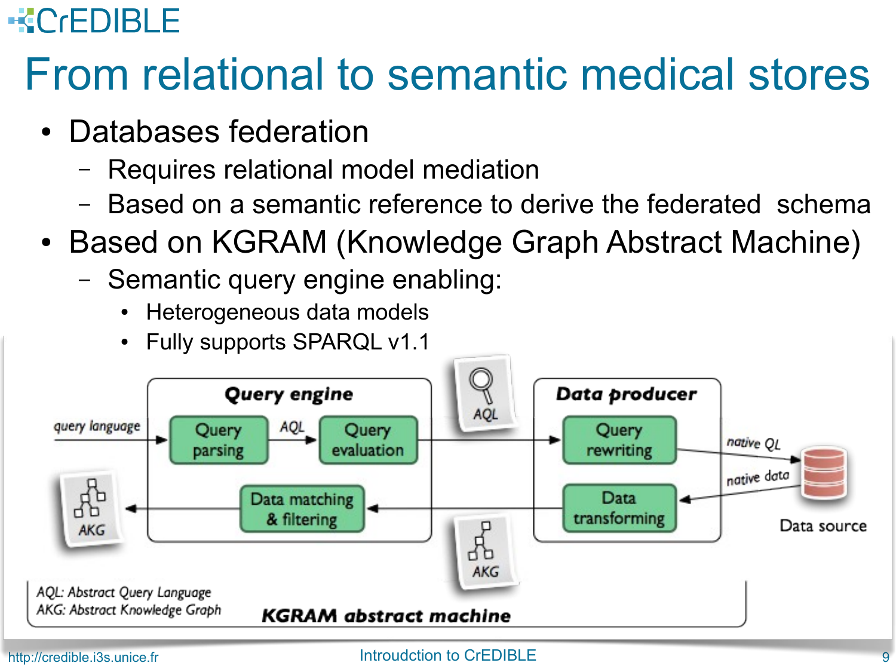# From relational to semantic medical stores

- Databases federation
  - Requires relational model mediation
  - Based on a semantic reference to derive the federated schema
- Based on KGRAM (Knowledge Graph Abstract Machine)
  - Semantic query engine enabling:
    - Heterogeneous data models
    - Fully supports SPARQL v1.1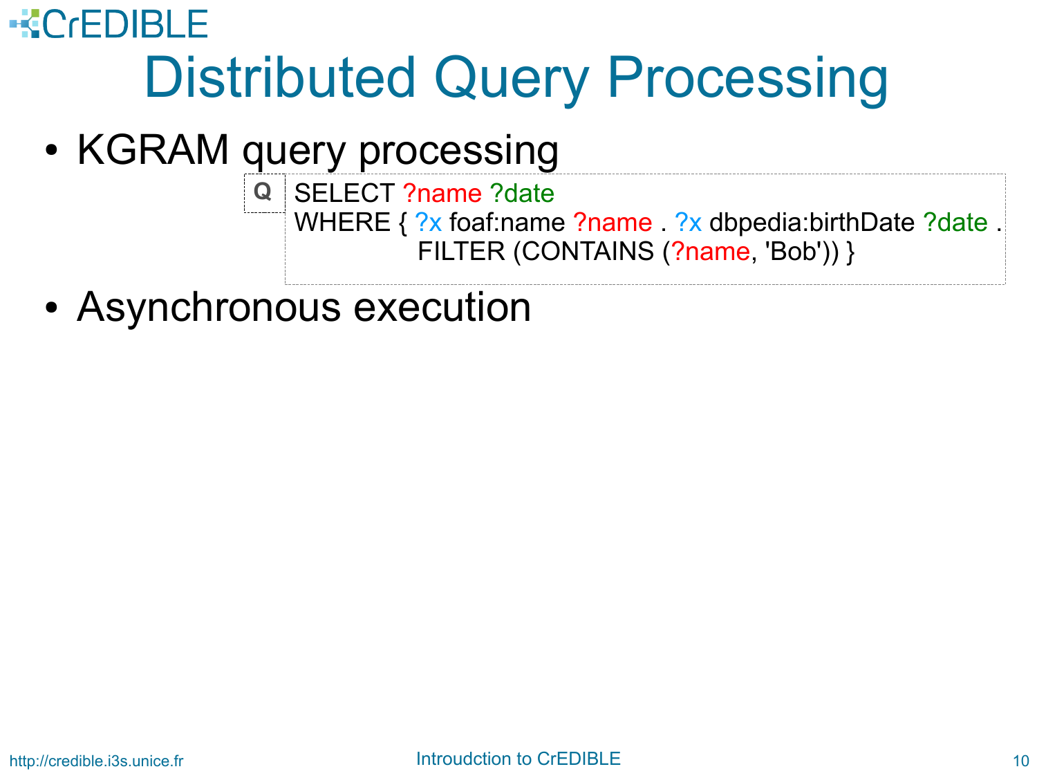# Distributed Query Processing

- KGRAM query processing

Q
```
SELECT ?name ?date
WHERE { ?x foaf:name ?name . ?x dbpedia:birthDate ?date .
        FILTER (CONTAINS (?name, 'Bob')) }
```

- Asynchronous execution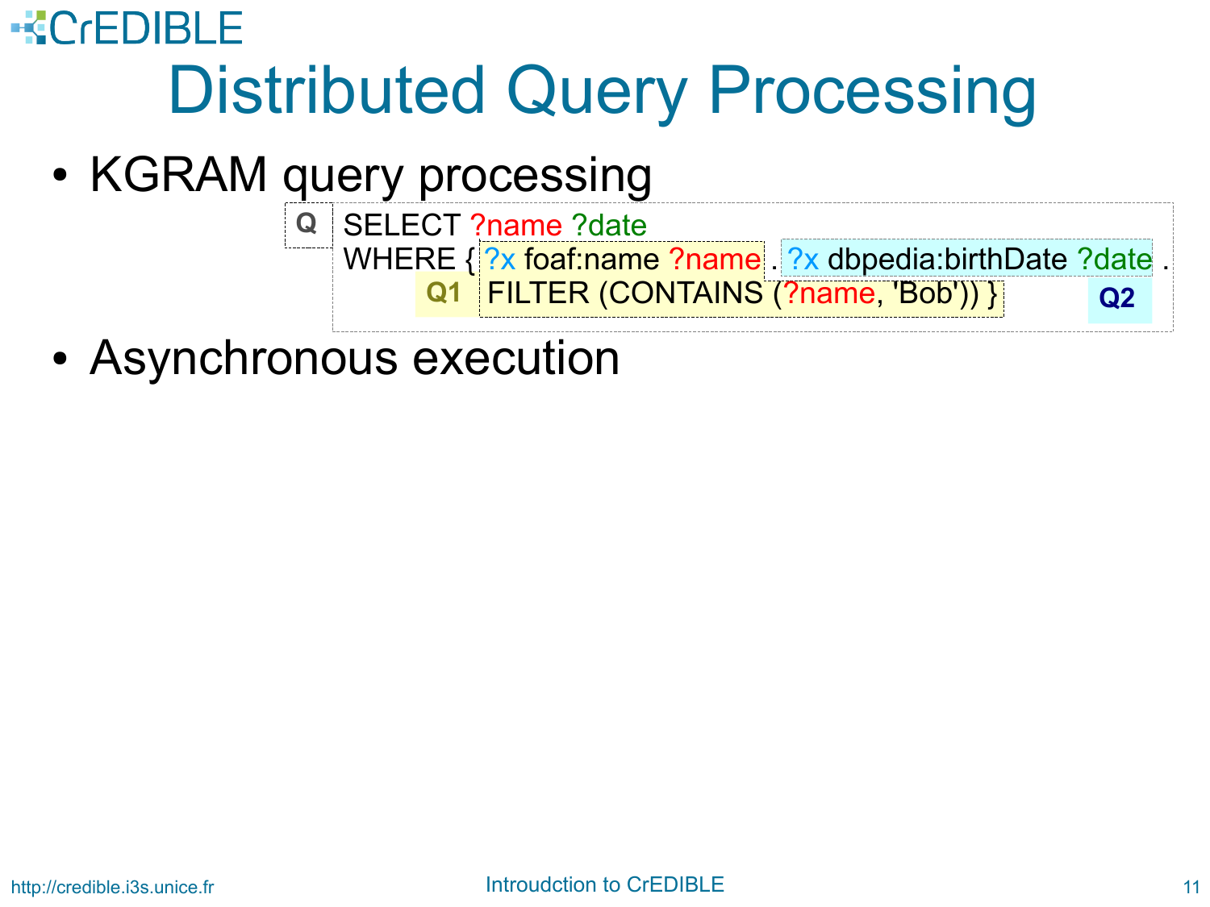# Distributed Query Processing

- KGRAM query processing

Q

```
SELECT ?name ?date
WHERE { ?x foaf:name ?name . ?x dbpedia:birthDate ?date .
        FILTER (CONTAINS (?name, 'Bob')) }
```

Q1: `?x foaf:name ?name` … `FILTER (CONTAINS (?name, 'Bob'))`

Q2: `?x dbpedia:birthDate ?date`

- Asynchronous execution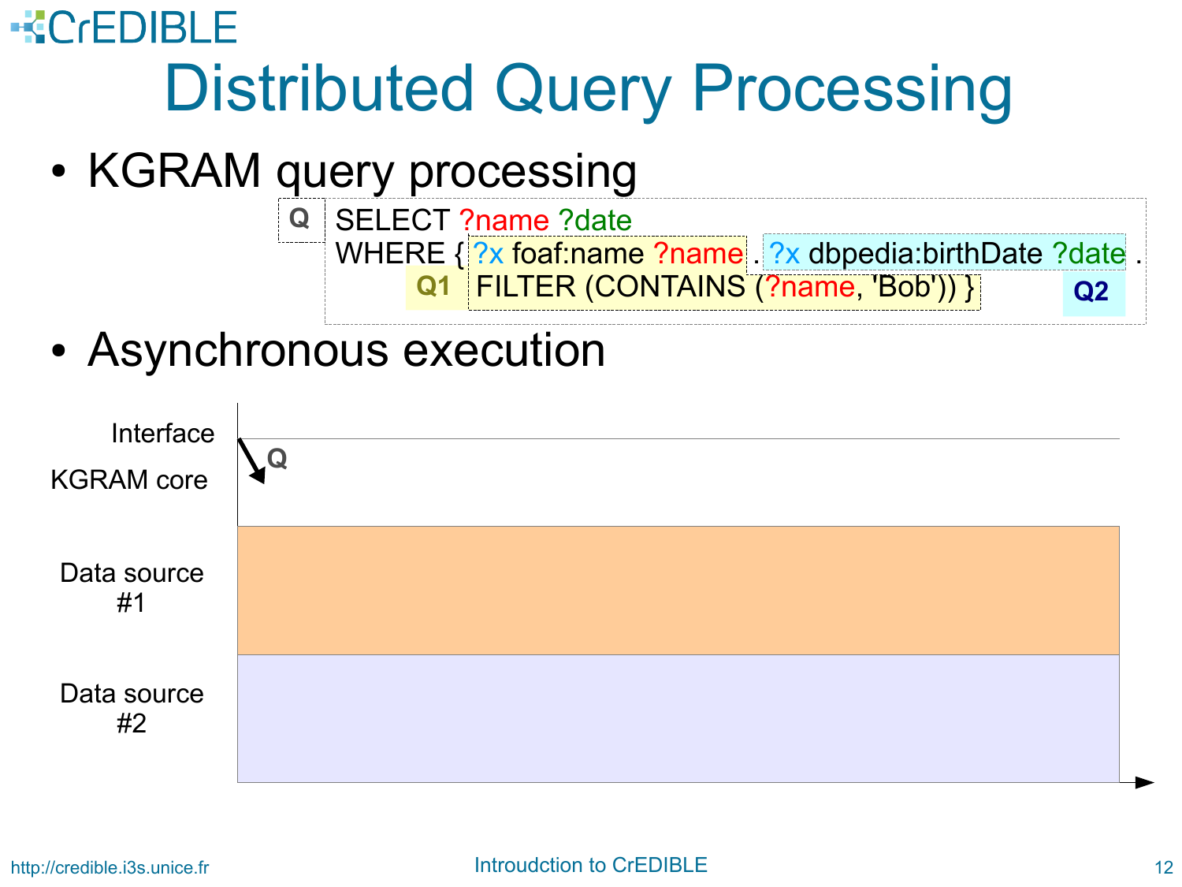# Distributed Query Processing

- KGRAM query processing

```
Q   SELECT ?name ?date
    WHERE { ?x foaf:name ?name . ?x dbpedia:birthDate ?date .
        Q1  FILTER (CONTAINS (?name, 'Bob')) }                Q2
```

- Asynchronous execution

Interface

KGRAM core

Q

Data source #1

Data source #2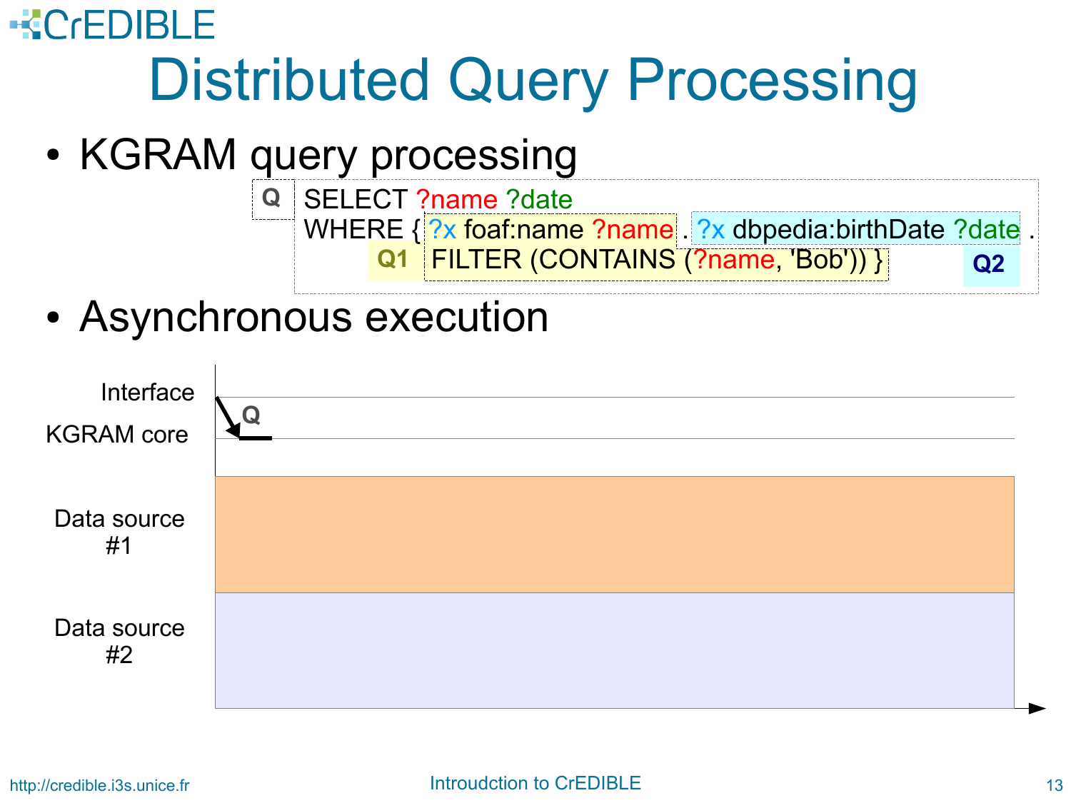# Distributed Query Processing

- KGRAM query processing

Q

```
SELECT ?name ?date
WHERE { ?x foaf:name ?name . ?x dbpedia:birthDate ?date .
        FILTER (CONTAINS (?name, 'Bob')) }
```

Q1 — `?x foaf:name ?name . FILTER (CONTAINS (?name, 'Bob'))`

Q2 — `?x dbpedia:birthDate ?date`

- Asynchronous execution

Interface

KGRAM core

Q

Data source #1

Data source #2

http://credible.i3s.unice.fr

Introudction to CrEDIBLE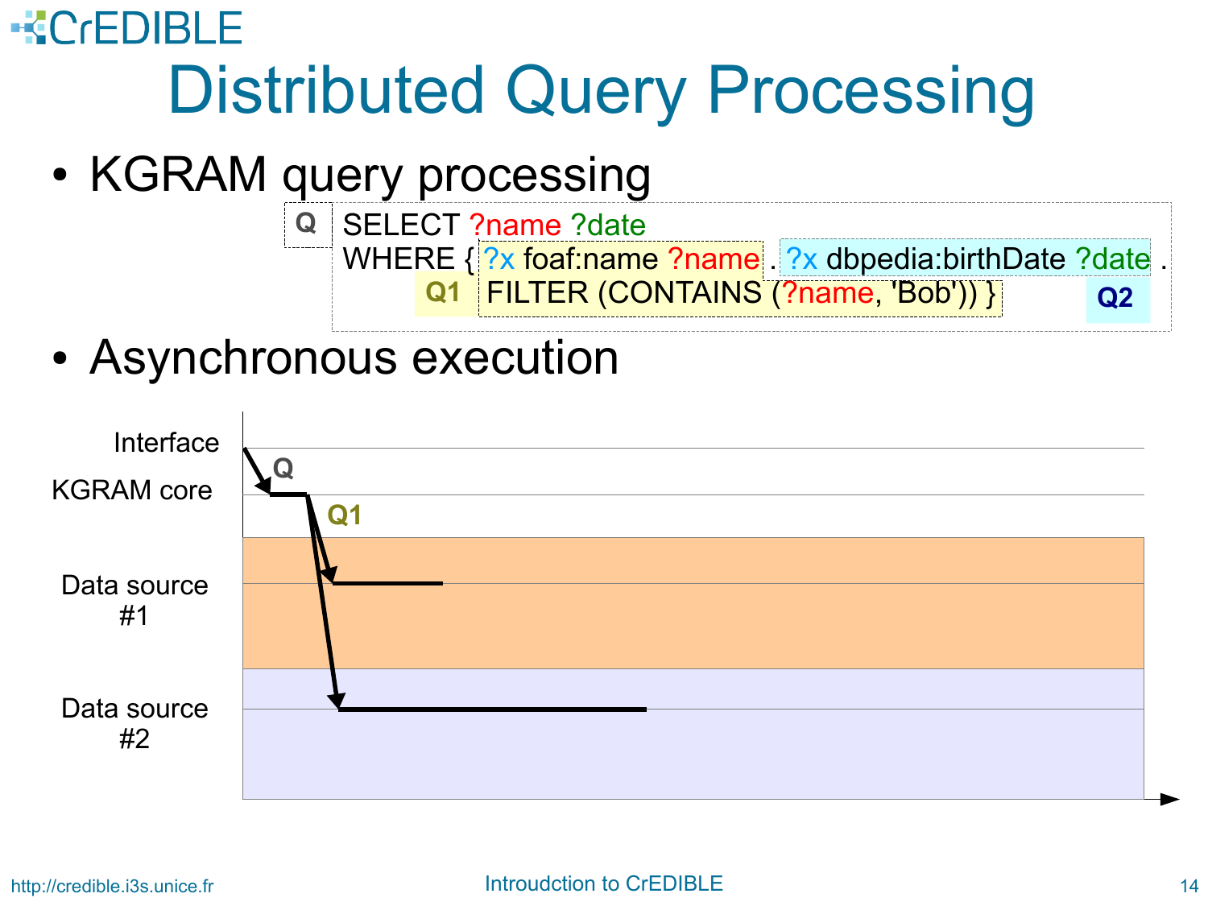# Distributed Query Processing

- KGRAM query processing

```
Q   SELECT ?name ?date
    WHERE { ?x foaf:name ?name . ?x dbpedia:birthDate ?date .
       Q1  FILTER (CONTAINS (?name, 'Bob')) }            Q2
```

- Asynchronous execution

Interface

KGRAM core

Data source #1

Data source #2

Q

Q1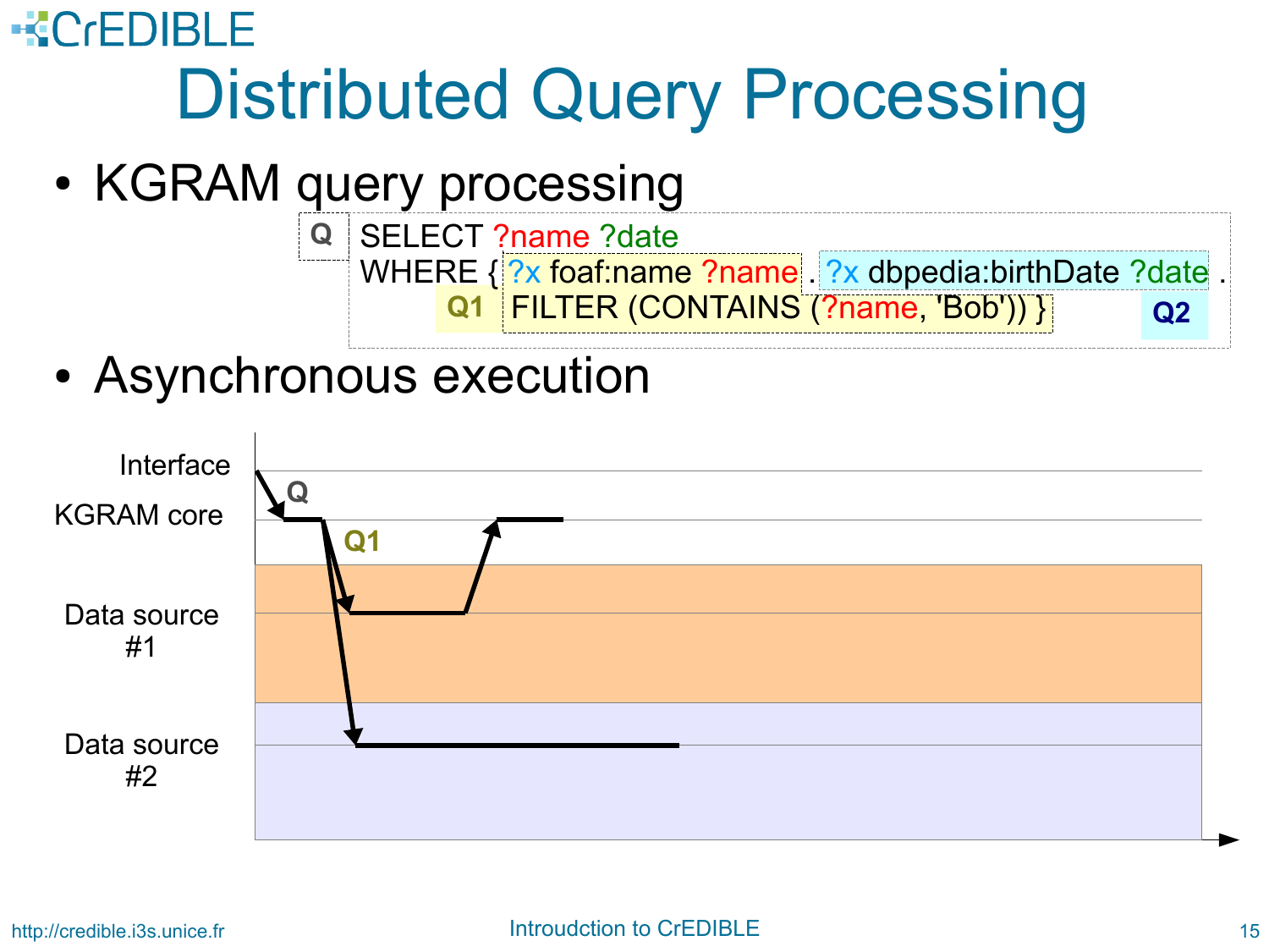# Distributed Query Processing

- KGRAM query processing

```
Q   SELECT ?name ?date
    WHERE { ?x foaf:name ?name . ?x dbpedia:birthDate ?date .
       Q1   FILTER (CONTAINS (?name, 'Bob')) }               Q2
```

- Asynchronous execution

Interface

KGRAM core

Data source #1

Data source #2

Q

Q1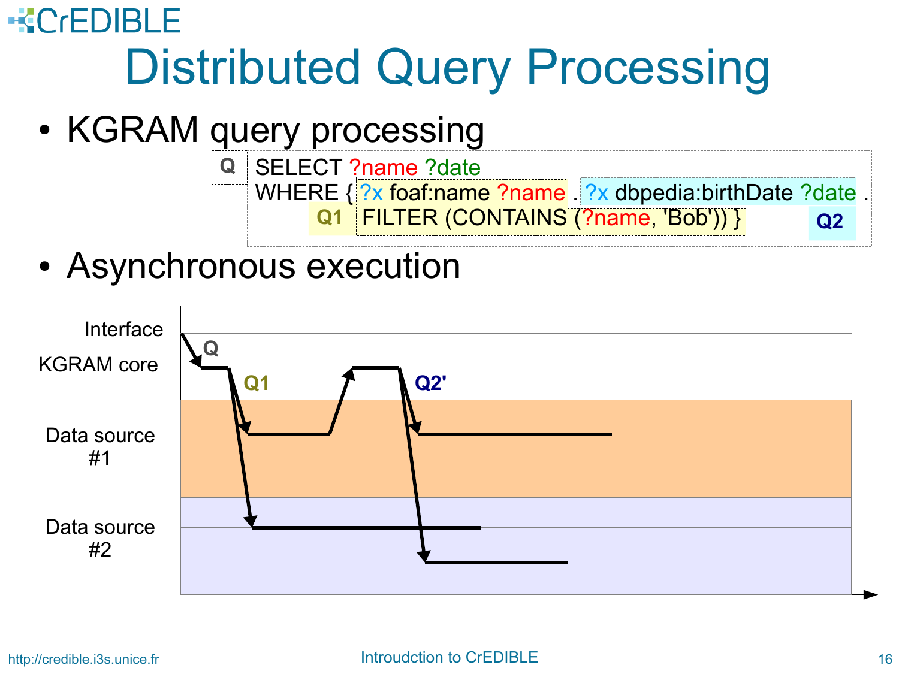# Distributed Query Processing

- KGRAM query processing

Q

```
SELECT ?name ?date
WHERE { ?x foaf:name ?name . ?x dbpedia:birthDate ?date .
        FILTER (CONTAINS (?name, 'Bob')) }
```

Q1 — `?x foaf:name ?name` FILTER (CONTAINS (?name, 'Bob'))

Q2 — `?x dbpedia:birthDate ?date`

- Asynchronous execution

Interface

KGRAM core

Data source #1

Data source #2

Q

Q1

Q2'

http://credible.i3s.unice.fr

Introudction to CrEDIBLE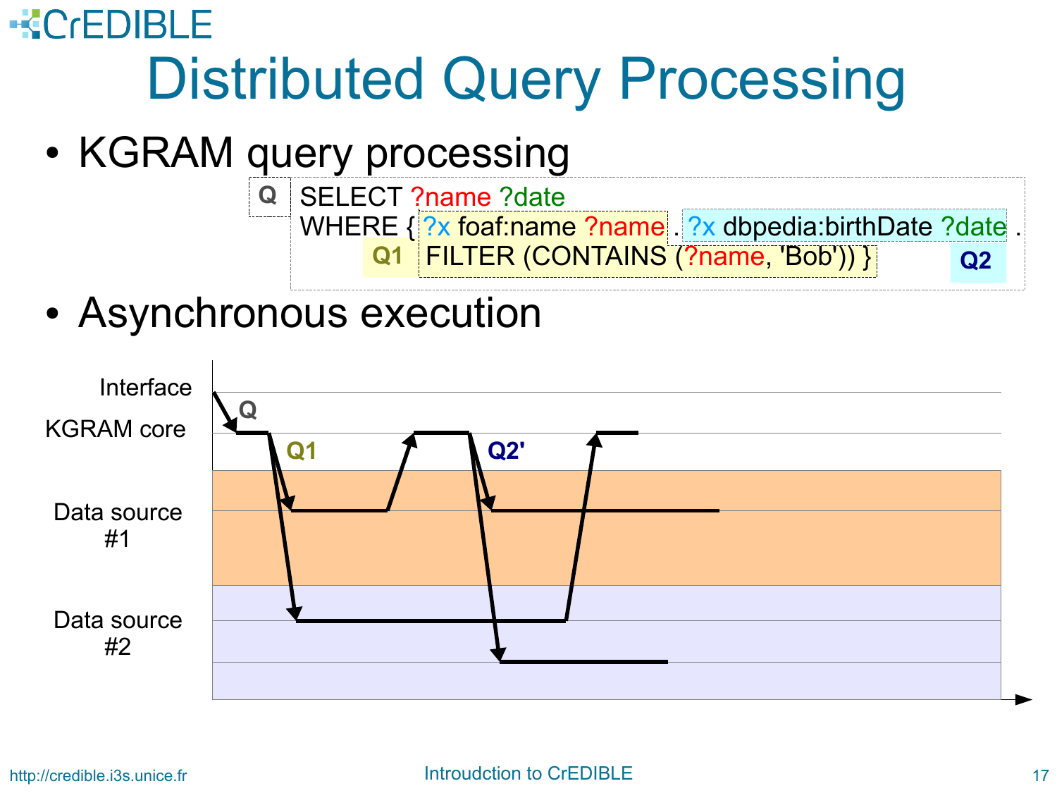# Distributed Query Processing

- KGRAM query processing

Q

```
SELECT ?name ?date
WHERE { ?x foaf:name ?name . ?x dbpedia:birthDate ?date .
        FILTER (CONTAINS (?name, 'Bob')) }
```

Q1: `?x foaf:name ?name . FILTER (CONTAINS (?name, 'Bob'))`

Q2: `?x dbpedia:birthDate ?date`

- Asynchronous execution

Interface

KGRAM core

Data source #1

Data source #2

Q

Q1

Q2'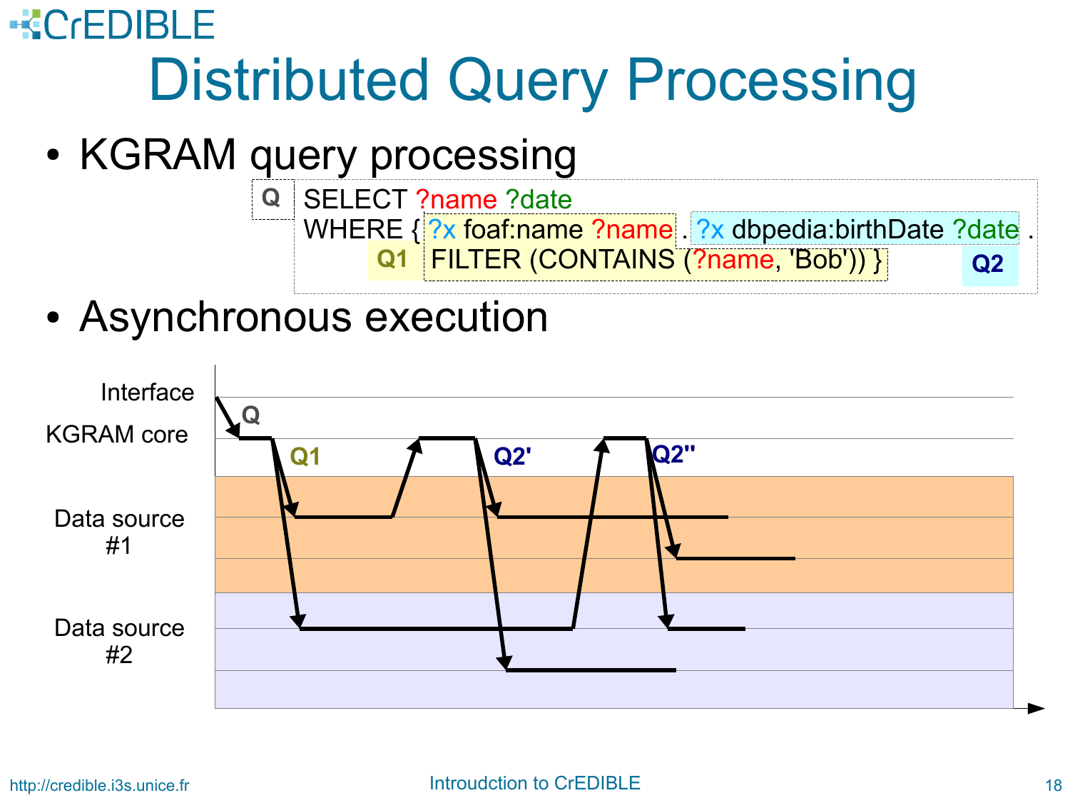# Distributed Query Processing

- KGRAM query processing

```
Q   SELECT ?name ?date
    WHERE { ?x foaf:name ?name . ?x dbpedia:birthDate ?date .
        Q1  FILTER (CONTAINS (?name, 'Bob')) }              Q2
```

- Asynchronous execution

Interface

KGRAM core

Data source #1

Data source #2

Q

Q1

Q2'

Q2''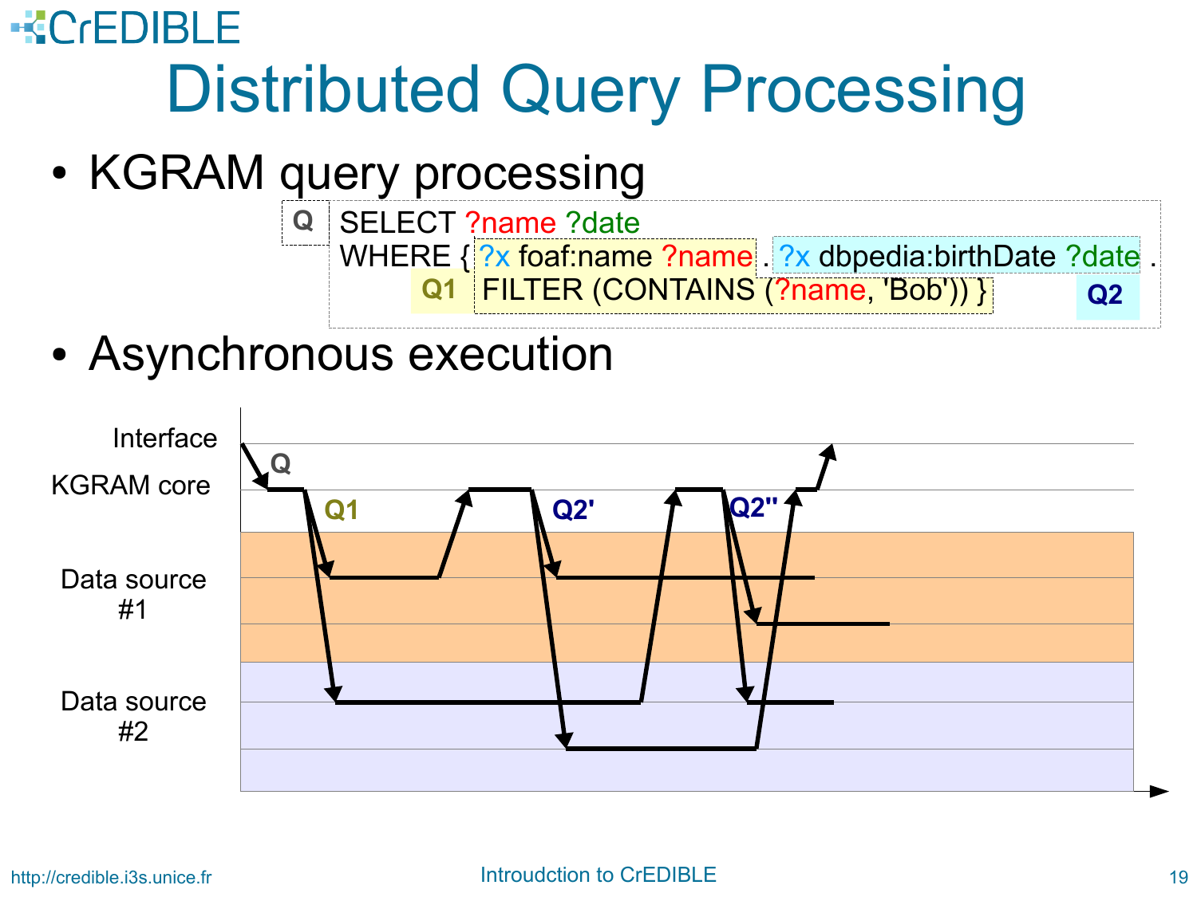# Distributed Query Processing

- KGRAM query processing

```
Q   SELECT ?name ?date
    WHERE { ?x foaf:name ?name . ?x dbpedia:birthDate ?date .
    Q1  FILTER (CONTAINS (?name, 'Bob')) }                  Q2
```

- Asynchronous execution

Interface

KGRAM core

Data source #1

Data source #2

Q

Q1

Q2'

Q2''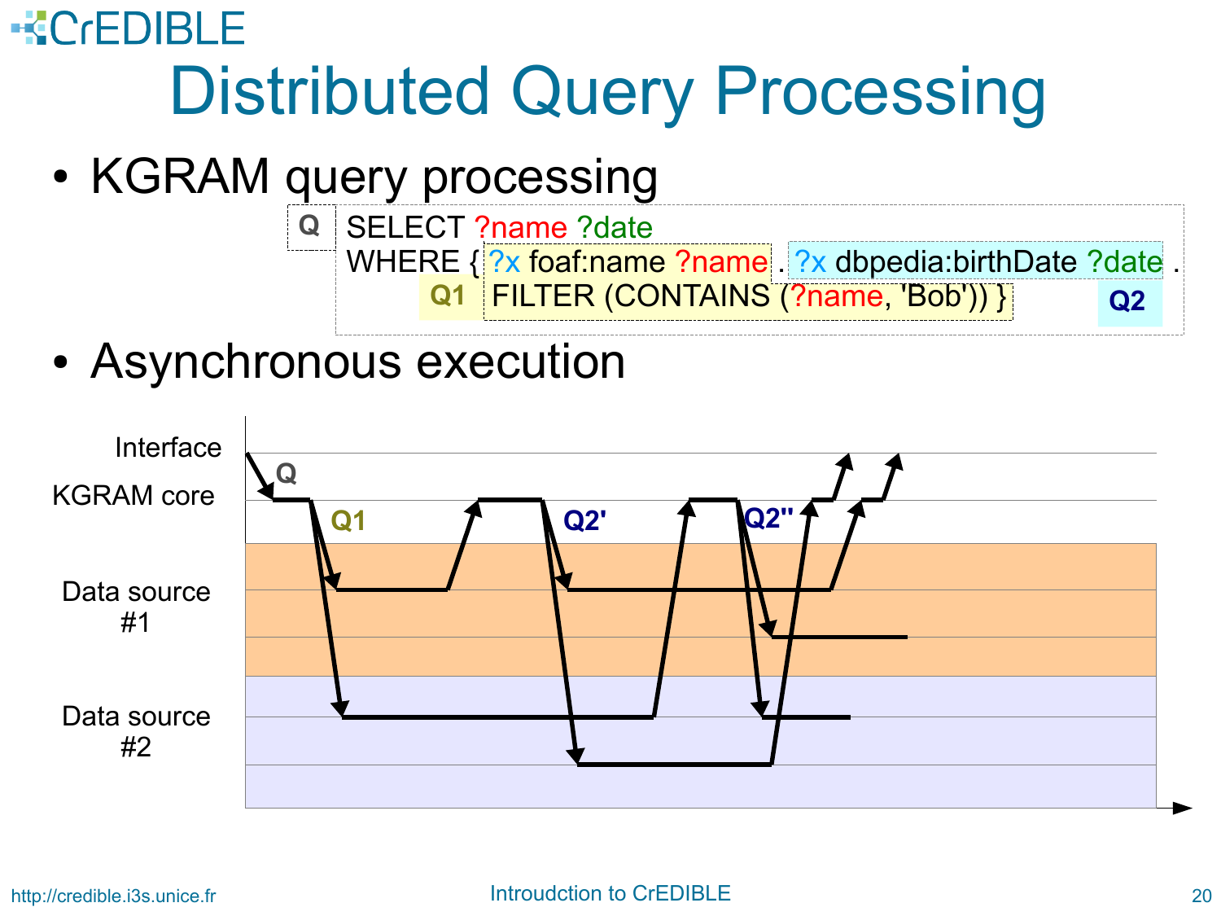# Distributed Query Processing

- KGRAM query processing

```
Q   SELECT ?name ?date
    WHERE { ?x foaf:name ?name . ?x dbpedia:birthDate ?date .
        Q1  FILTER (CONTAINS (?name, 'Bob')) }                    Q2
```

- Asynchronous execution

Interface

KGRAM core

Data source #1

Data source #2

Q

Q1

Q2'

Q2''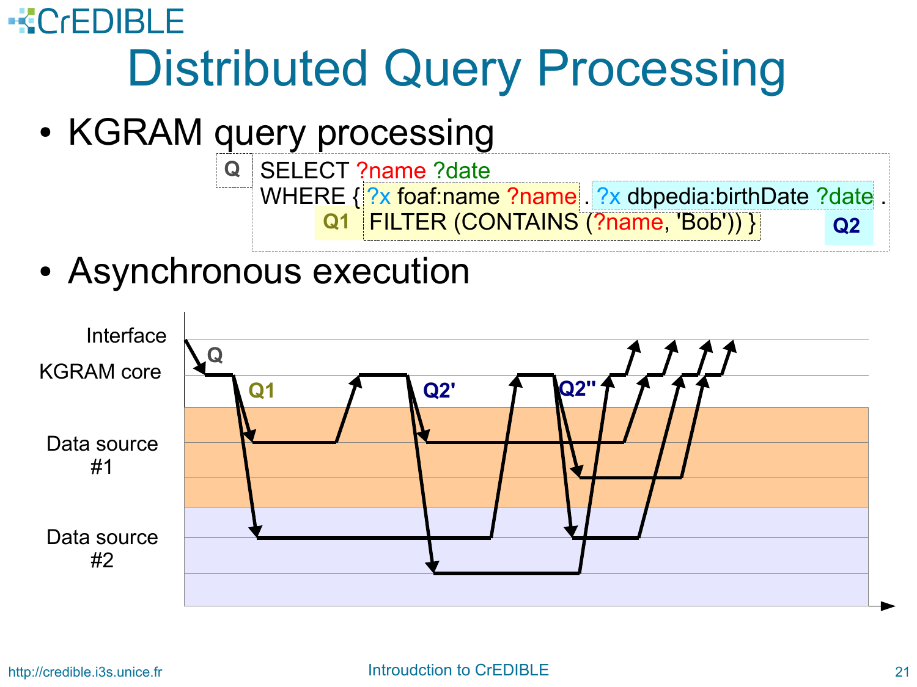# Distributed Query Processing

- KGRAM query processing

```
Q   SELECT ?name ?date
    WHERE { ?x foaf:name ?name . ?x dbpedia:birthDate ?date .
        Q1  FILTER (CONTAINS (?name, 'Bob')) }                Q2
```

- Asynchronous execution

Interface

KGRAM core

Data source #1

Data source #2

Q

Q1

Q2'

Q2''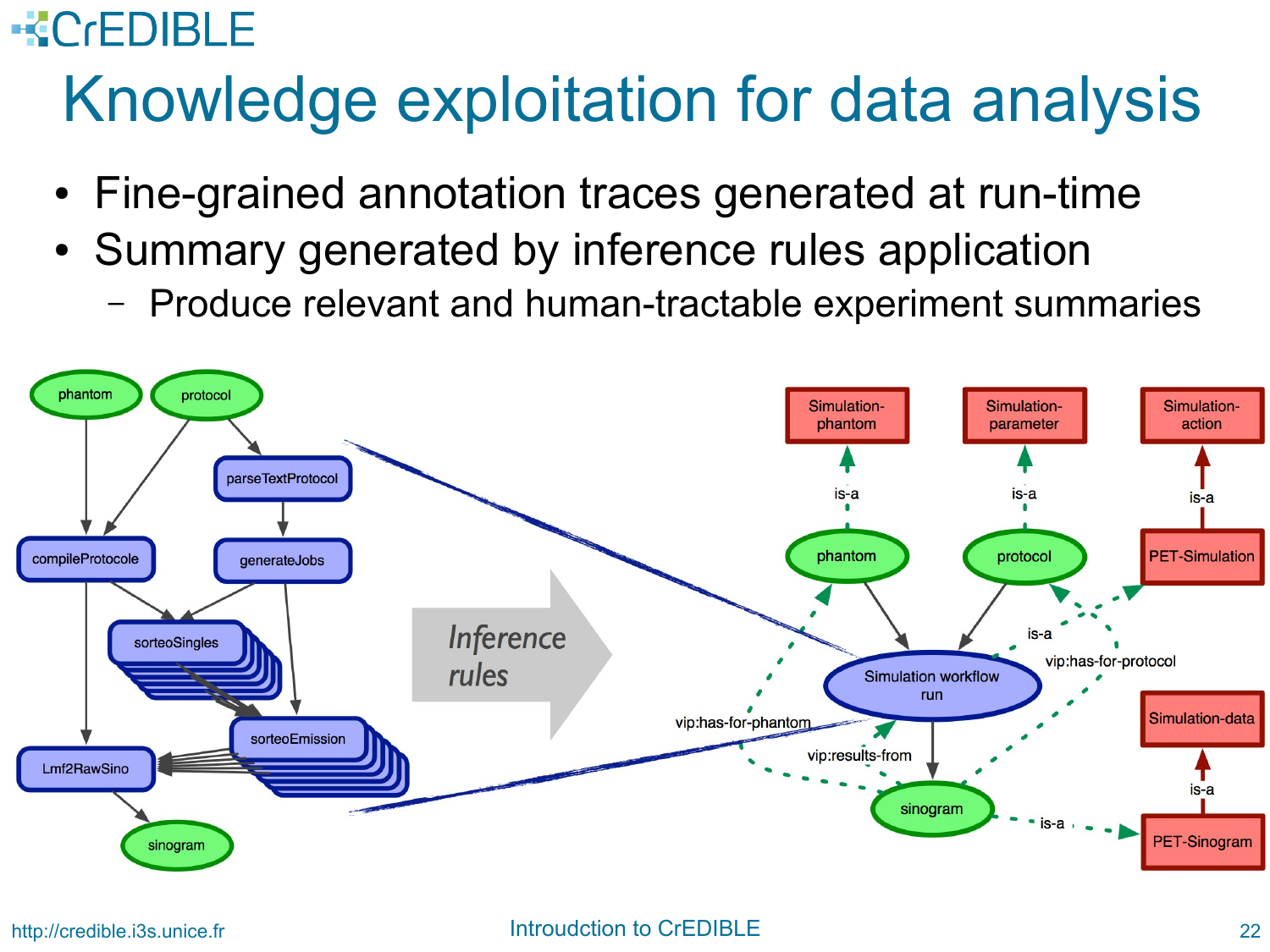# Knowledge exploitation for data analysis

- Fine-grained annotation traces generated at run-time
- Summary generated by inference rules application
  - Produce relevant and human-tractable experiment summaries

phantom, protocol, parseTextProtocol, compileProtocole, generateJobs, sorteoSingles, sorteoEmission, Lmf2RawSino, sinogram

*Inference rules*

Simulation-phantom, Simulation-parameter, Simulation-action, is-a, phantom, protocol, PET-Simulation, Simulation workflow run, vip:has-for-phantom, vip:has-for-protocol, vip:results-from, sinogram, Simulation-data, PET-Sinogram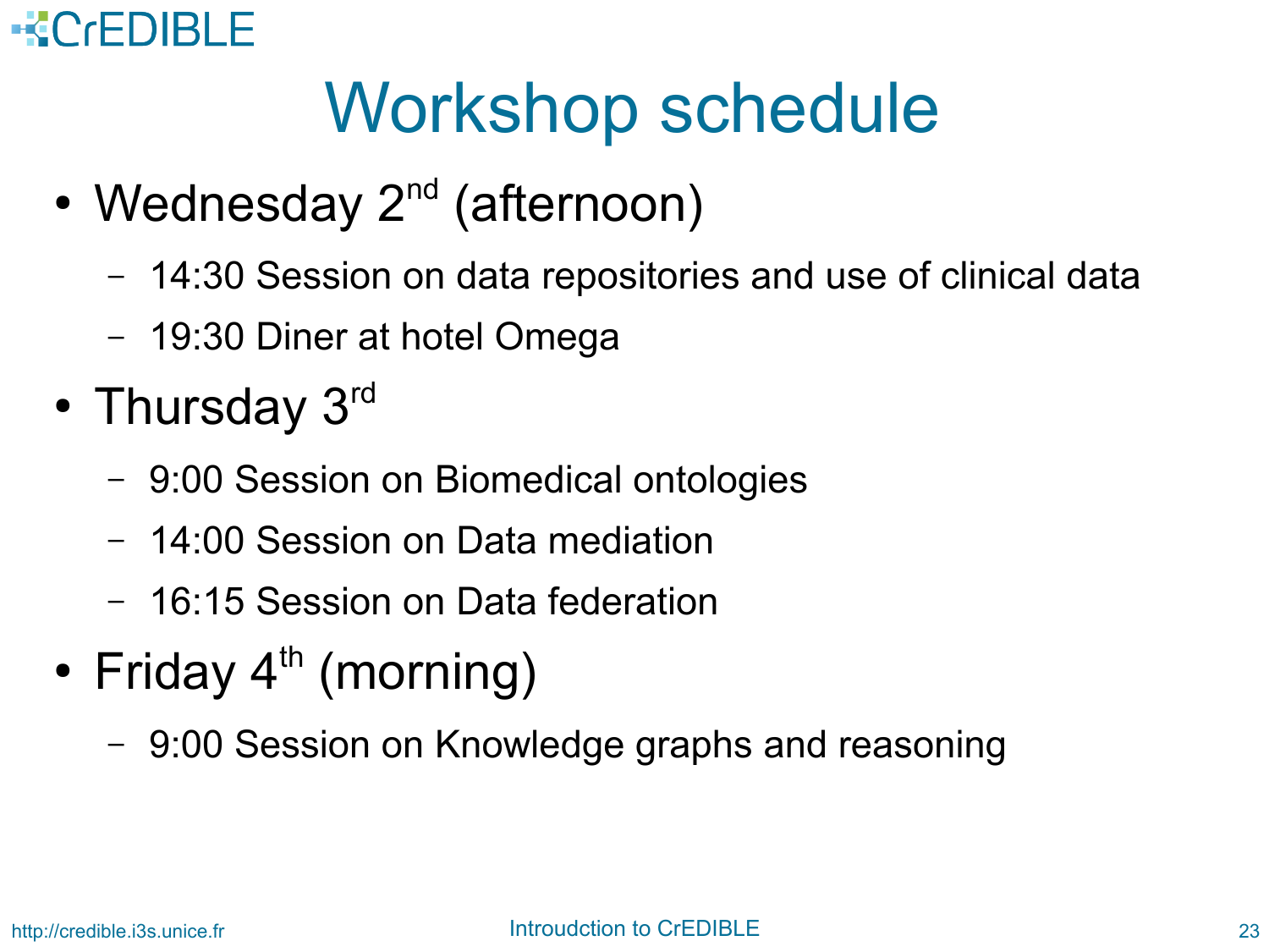# Workshop schedule

- Wednesday 2nd (afternoon)
  - 14:30 Session on data repositories and use of clinical data
  - 19:30 Diner at hotel Omega
- Thursday 3rd
  - 9:00 Session on Biomedical ontologies
  - 14:00 Session on Data mediation
  - 16:15 Session on Data federation
- Friday 4th (morning)
  - 9:00 Session on Knowledge graphs and reasoning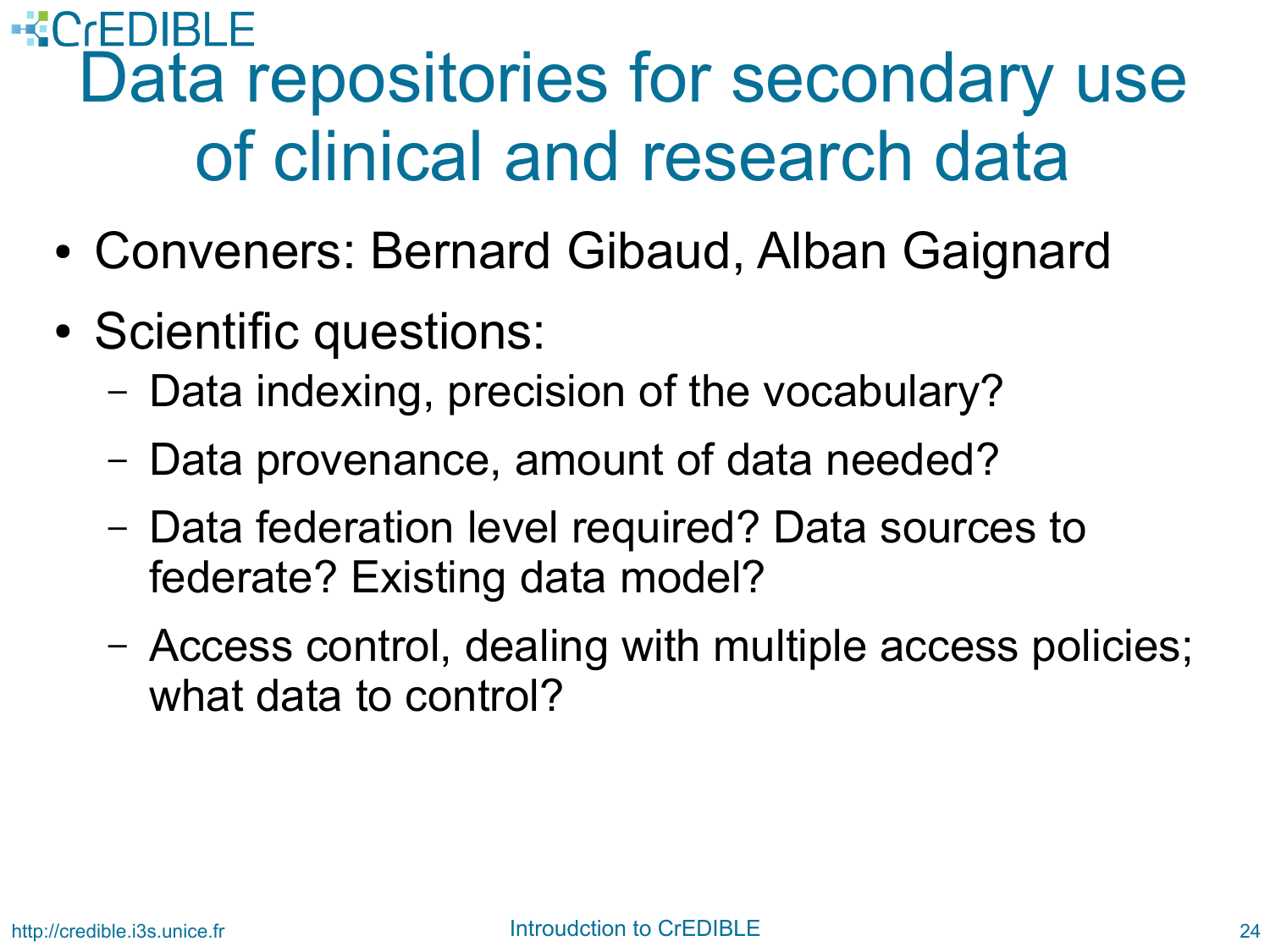# Data repositories for secondary use of clinical and research data

- Conveners: Bernard Gibaud, Alban Gaignard
- Scientific questions:
  - Data indexing, precision of the vocabulary?
  - Data provenance, amount of data needed?
  - Data federation level required? Data sources to federate? Existing data model?
  - Access control, dealing with multiple access policies; what data to control?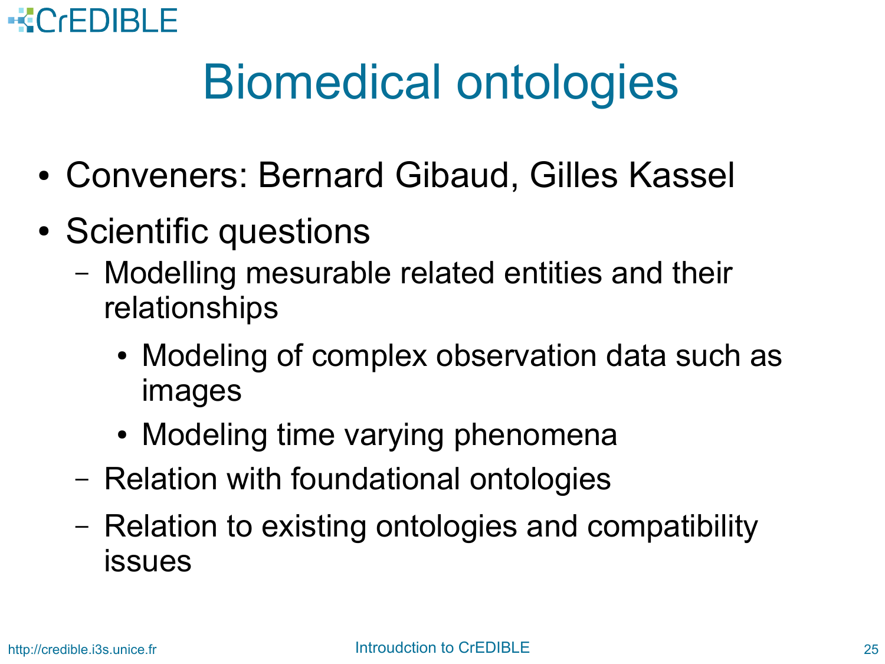# Biomedical ontologies

- Conveners: Bernard Gibaud, Gilles Kassel
- Scientific questions
  - Modelling mesurable related entities and their relationships
    - Modeling of complex observation data such as images
    - Modeling time varying phenomena
  - Relation with foundational ontologies
  - Relation to existing ontologies and compatibility issues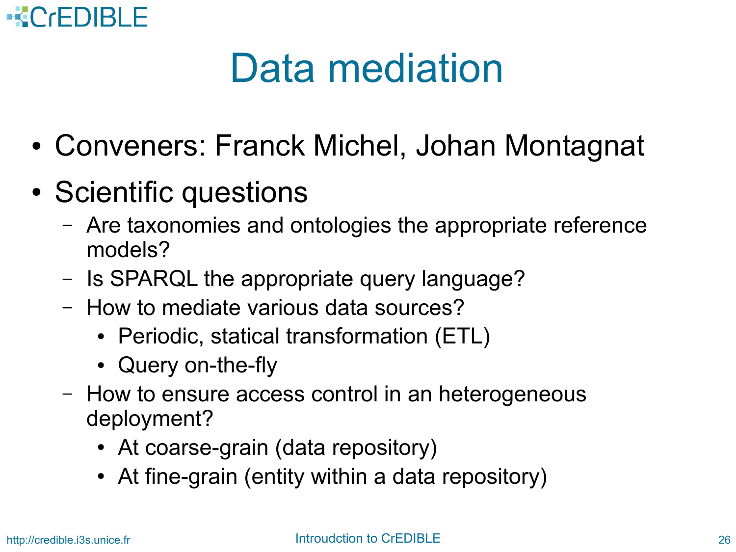# Data mediation

- Conveners: Franck Michel, Johan Montagnat
- Scientific questions
  - Are taxonomies and ontologies the appropriate reference models?
  - Is SPARQL the appropriate query language?
  - How to mediate various data sources?
    - Periodic, statical transformation (ETL)
    - Query on-the-fly
  - How to ensure access control in an heterogeneous deployment?
    - At coarse-grain (data repository)
    - At fine-grain (entity within a data repository)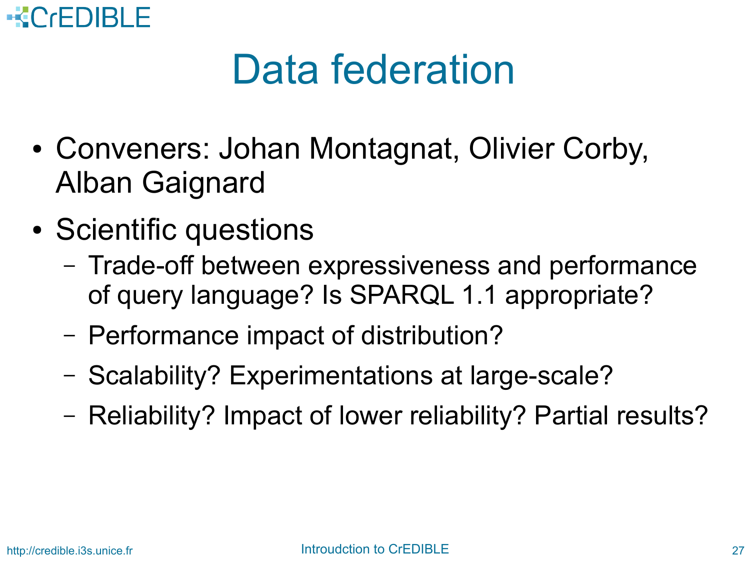# Data federation

- Conveners: Johan Montagnat, Olivier Corby, Alban Gaignard
- Scientific questions
  - Trade-off between expressiveness and performance of query language? Is SPARQL 1.1 appropriate?
  - Performance impact of distribution?
  - Scalability? Experimentations at large-scale?
  - Reliability? Impact of lower reliability? Partial results?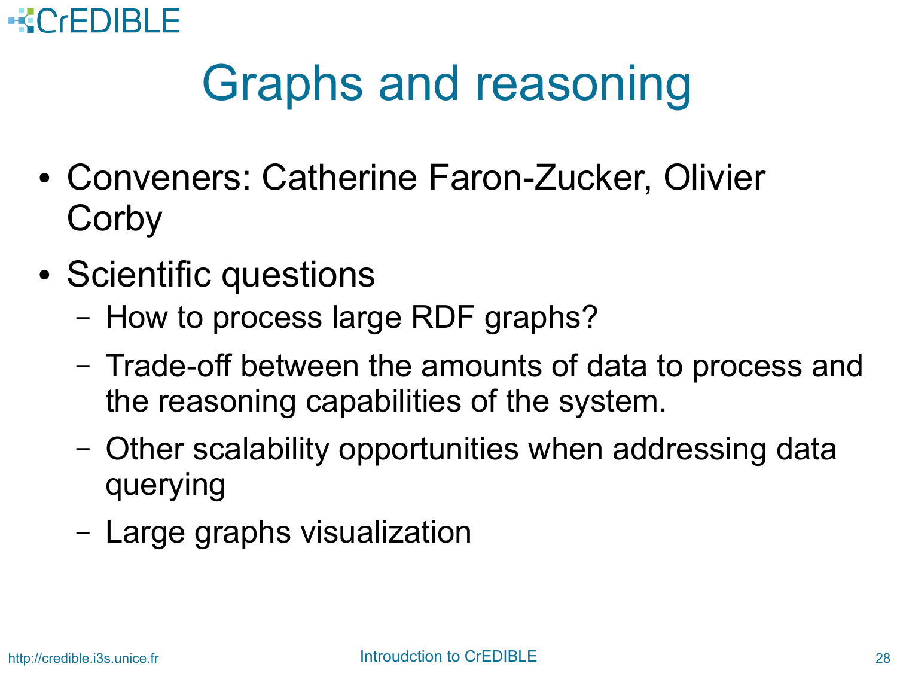# Graphs and reasoning

- Conveners: Catherine Faron-Zucker, Olivier Corby
- Scientific questions
  - How to process large RDF graphs?
  - Trade-off between the amounts of data to process and the reasoning capabilities of the system.
  - Other scalability opportunities when addressing data querying
  - Large graphs visualization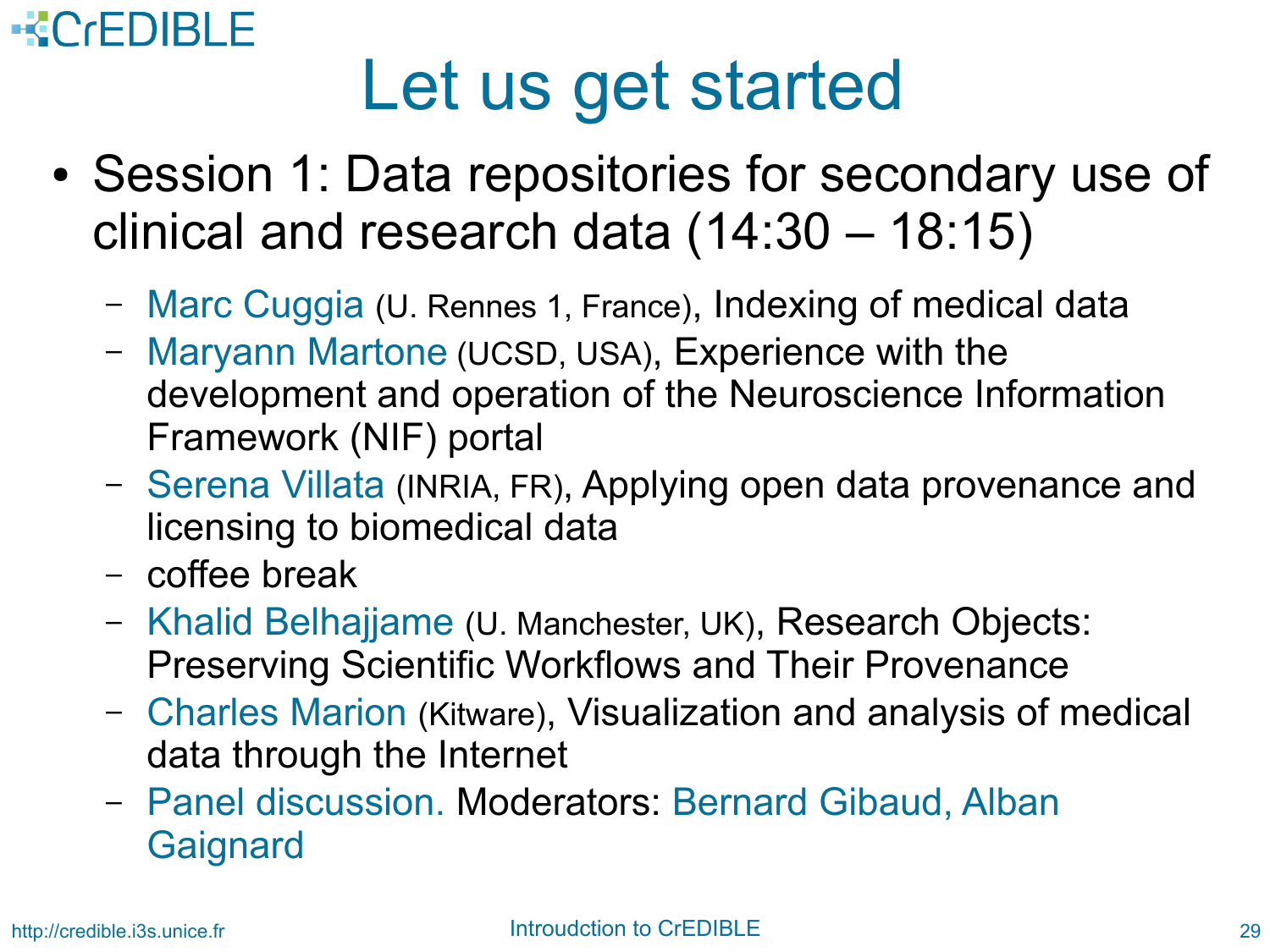# Let us get started

- Session 1: Data repositories for secondary use of clinical and research data (14:30 – 18:15)
  - Marc Cuggia (U. Rennes 1, France), Indexing of medical data
  - Maryann Martone (UCSD, USA), Experience with the development and operation of the Neuroscience Information Framework (NIF) portal
  - Serena Villata (INRIA, FR), Applying open data provenance and licensing to biomedical data
  - coffee break
  - Khalid Belhajjame (U. Manchester, UK), Research Objects: Preserving Scientific Workflows and Their Provenance
  - Charles Marion (Kitware), Visualization and analysis of medical data through the Internet
  - Panel discussion. Moderators: Bernard Gibaud, Alban Gaignard